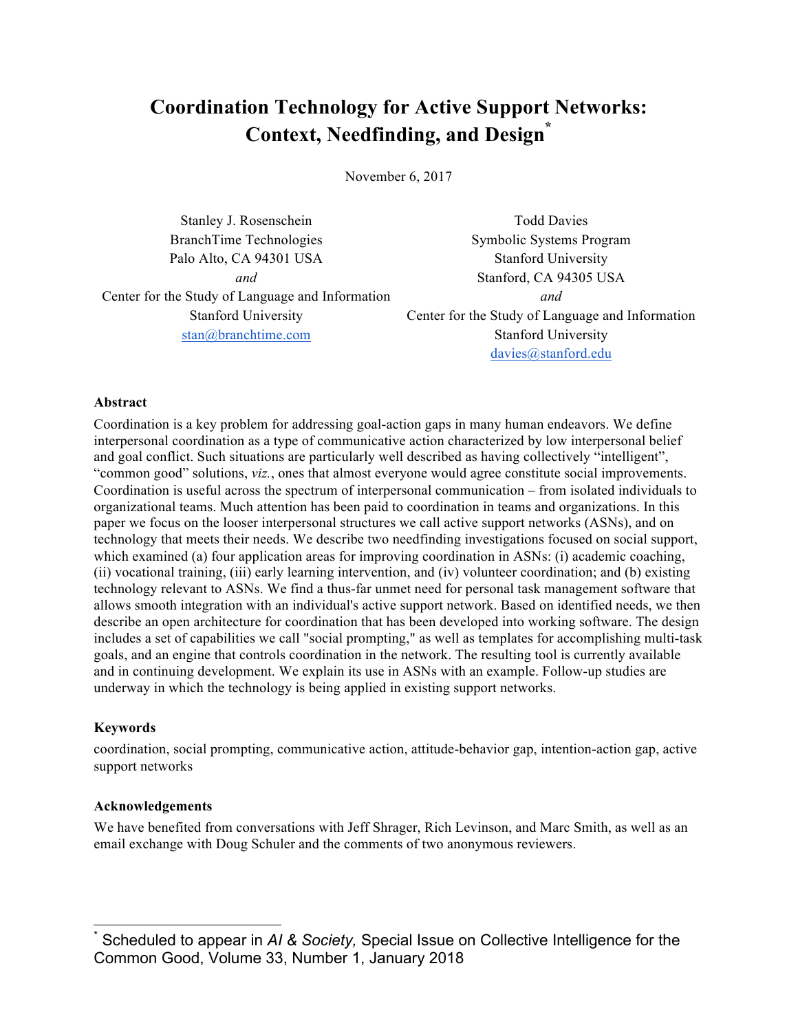# Coordination Technology for Active Support Networks: Context, Needfinding, and Design[*]

November 6, 2017

Stanley J. Rosenschein
BranchTime Technologies
Palo Alto, CA 94301 USA
*and*
Center for the Study of Language and Information
Stanford University
stan@branchtime.com

Todd Davies
Symbolic Systems Program
Stanford University
Stanford, CA 94305 USA
*and*
Center for the Study of Language and Information
Stanford University
davies@stanford.edu

### Abstract

Coordination is a key problem for addressing goal-action gaps in many human endeavors. We define interpersonal coordination as a type of communicative action characterized by low interpersonal belief and goal conflict. Such situations are particularly well described as having collectively "intelligent", "common good" solutions, *viz.*, ones that almost everyone would agree constitute social improvements. Coordination is useful across the spectrum of interpersonal communication – from isolated individuals to organizational teams. Much attention has been paid to coordination in teams and organizations. In this paper we focus on the looser interpersonal structures we call active support networks (ASNs), and on technology that meets their needs. We describe two needfinding investigations focused on social support, which examined (a) four application areas for improving coordination in ASNs: (i) academic coaching, (ii) vocational training, (iii) early learning intervention, and (iv) volunteer coordination; and (b) existing technology relevant to ASNs. We find a thus-far unmet need for personal task management software that allows smooth integration with an individual's active support network. Based on identified needs, we then describe an open architecture for coordination that has been developed into working software. The design includes a set of capabilities we call "social prompting," as well as templates for accomplishing multi-task goals, and an engine that controls coordination in the network. The resulting tool is currently available and in continuing development. We explain its use in ASNs with an example. Follow-up studies are underway in which the technology is being applied in existing support networks.

### Keywords

coordination, social prompting, communicative action, attitude-behavior gap, intention-action gap, active support networks

### Acknowledgements

We have benefited from conversations with Jeff Shrager, Rich Levinson, and Marc Smith, as well as an email exchange with Doug Schuler and the comments of two anonymous reviewers.

---

[*] Scheduled to appear in *AI & Society,* Special Issue on Collective Intelligence for the Common Good, Volume 33, Number 1, January 2018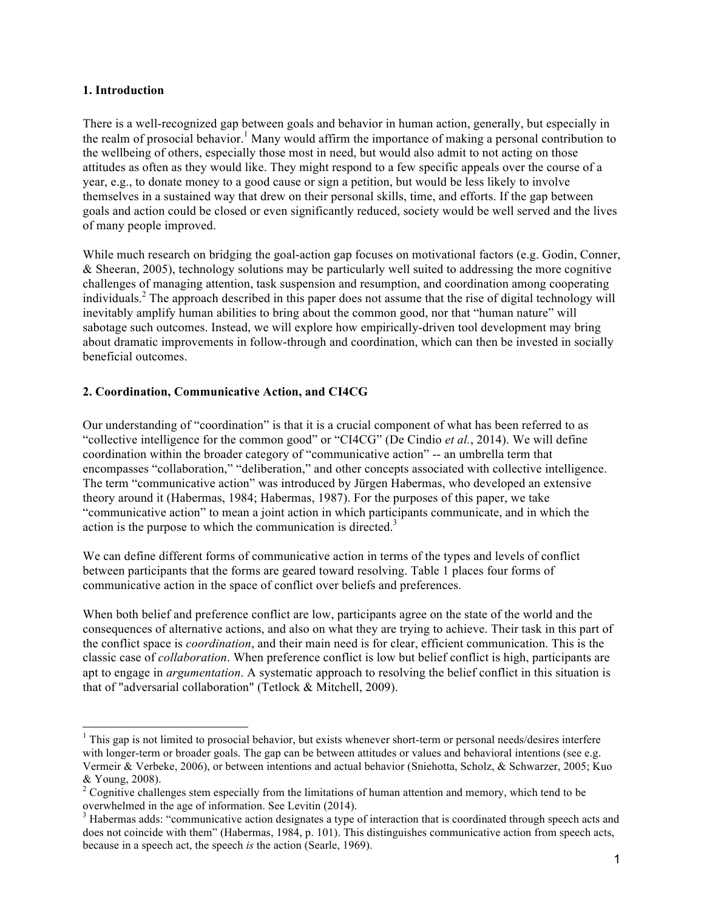## 1. Introduction

There is a well-recognized gap between goals and behavior in human action, generally, but especially in the realm of prosocial behavior.[1] Many would affirm the importance of making a personal contribution to the wellbeing of others, especially those most in need, but would also admit to not acting on those attitudes as often as they would like. They might respond to a few specific appeals over the course of a year, e.g., to donate money to a good cause or sign a petition, but would be less likely to involve themselves in a sustained way that drew on their personal skills, time, and efforts. If the gap between goals and action could be closed or even significantly reduced, society would be well served and the lives of many people improved.

While much research on bridging the goal-action gap focuses on motivational factors (e.g. Godin, Conner, & Sheeran, 2005), technology solutions may be particularly well suited to addressing the more cognitive challenges of managing attention, task suspension and resumption, and coordination among cooperating individuals.[2] The approach described in this paper does not assume that the rise of digital technology will inevitably amplify human abilities to bring about the common good, nor that "human nature" will sabotage such outcomes. Instead, we will explore how empirically-driven tool development may bring about dramatic improvements in follow-through and coordination, which can then be invested in socially beneficial outcomes.

## 2. Coordination, Communicative Action, and CI4CG

Our understanding of "coordination" is that it is a crucial component of what has been referred to as "collective intelligence for the common good" or "CI4CG" (De Cindio *et al.*, 2014). We will define coordination within the broader category of "communicative action" -- an umbrella term that encompasses "collaboration," "deliberation," and other concepts associated with collective intelligence. The term "communicative action" was introduced by Jürgen Habermas, who developed an extensive theory around it (Habermas, 1984; Habermas, 1987). For the purposes of this paper, we take "communicative action" to mean a joint action in which participants communicate, and in which the action is the purpose to which the communication is directed.[3]

We can define different forms of communicative action in terms of the types and levels of conflict between participants that the forms are geared toward resolving. Table 1 places four forms of communicative action in the space of conflict over beliefs and preferences.

When both belief and preference conflict are low, participants agree on the state of the world and the consequences of alternative actions, and also on what they are trying to achieve. Their task in this part of the conflict space is *coordination*, and their main need is for clear, efficient communication. This is the classic case of *collaboration*. When preference conflict is low but belief conflict is high, participants are apt to engage in *argumentation*. A systematic approach to resolving the belief conflict in this situation is that of "adversarial collaboration" (Tetlock & Mitchell, 2009).

---

[1] This gap is not limited to prosocial behavior, but exists whenever short-term or personal needs/desires interfere with longer-term or broader goals. The gap can be between attitudes or values and behavioral intentions (see e.g. Vermeir & Verbeke, 2006), or between intentions and actual behavior (Sniehotta, Scholz, & Schwarzer, 2005; Kuo & Young, 2008).

[2] Cognitive challenges stem especially from the limitations of human attention and memory, which tend to be overwhelmed in the age of information. See Levitin (2014).

[3] Habermas adds: "communicative action designates a type of interaction that is coordinated through speech acts and does not coincide with them" (Habermas, 1984, p. 101). This distinguishes communicative action from speech acts, because in a speech act, the speech *is* the action (Searle, 1969).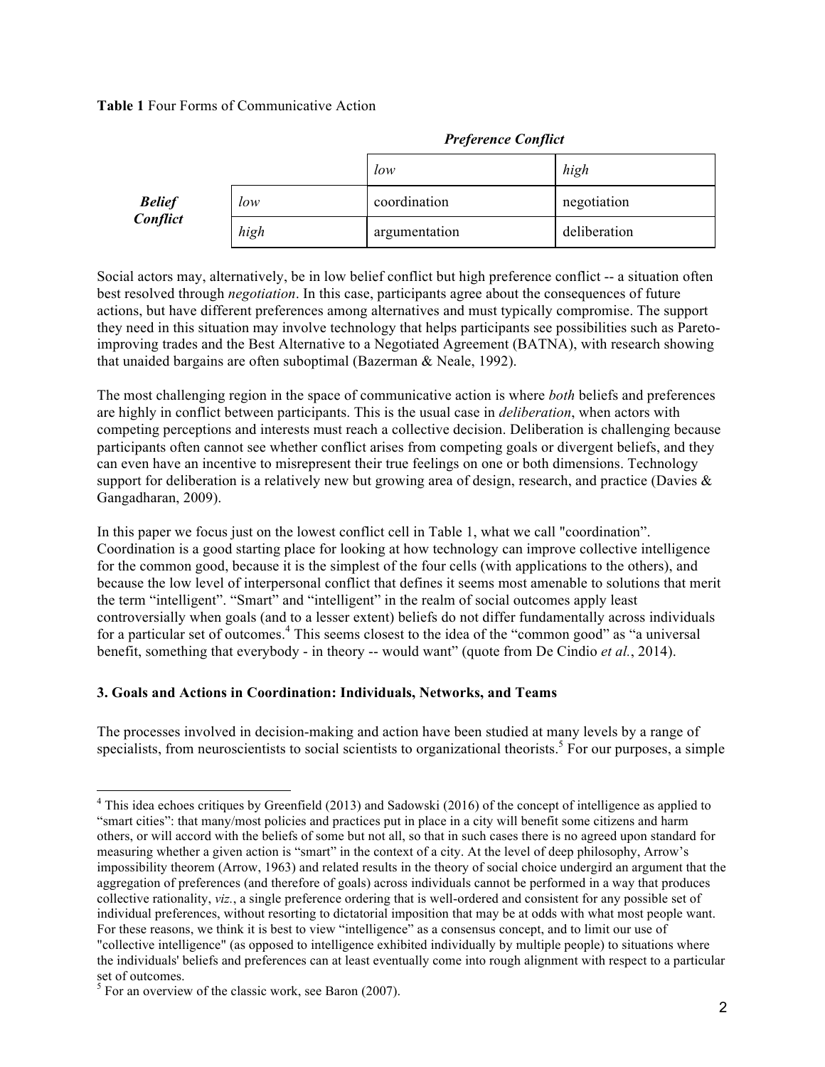**Table 1** Four Forms of Communicative Action

| | | *Preference Conflict* | |
|---|---|---|---|
| | | *low* | *high* |
| ***Belief Conflict*** | *low* | coordination | negotiation |
| | *high* | argumentation | deliberation |

Social actors may, alternatively, be in low belief conflict but high preference conflict -- a situation often best resolved through *negotiation*. In this case, participants agree about the consequences of future actions, but have different preferences among alternatives and must typically compromise. The support they need in this situation may involve technology that helps participants see possibilities such as Pareto-improving trades and the Best Alternative to a Negotiated Agreement (BATNA), with research showing that unaided bargains are often suboptimal (Bazerman & Neale, 1992).

The most challenging region in the space of communicative action is where *both* beliefs and preferences are highly in conflict between participants. This is the usual case in *deliberation*, when actors with competing perceptions and interests must reach a collective decision. Deliberation is challenging because participants often cannot see whether conflict arises from competing goals or divergent beliefs, and they can even have an incentive to misrepresent their true feelings on one or both dimensions. Technology support for deliberation is a relatively new but growing area of design, research, and practice (Davies & Gangadharan, 2009).

In this paper we focus just on the lowest conflict cell in Table 1, what we call "coordination". Coordination is a good starting place for looking at how technology can improve collective intelligence for the common good, because it is the simplest of the four cells (with applications to the others), and because the low level of interpersonal conflict that defines it seems most amenable to solutions that merit the term "intelligent". "Smart" and "intelligent" in the realm of social outcomes apply least controversially when goals (and to a lesser extent) beliefs do not differ fundamentally across individuals for a particular set of outcomes.[4] This seems closest to the idea of the "common good" as "a universal benefit, something that everybody - in theory -- would want" (quote from De Cindio *et al.*, 2014).

## 3. Goals and Actions in Coordination: Individuals, Networks, and Teams

The processes involved in decision-making and action have been studied at many levels by a range of specialists, from neuroscientists to social scientists to organizational theorists.[5] For our purposes, a simple

---

[4] This idea echoes critiques by Greenfield (2013) and Sadowski (2016) of the concept of intelligence as applied to "smart cities": that many/most policies and practices put in place in a city will benefit some citizens and harm others, or will accord with the beliefs of some but not all, so that in such cases there is no agreed upon standard for measuring whether a given action is "smart" in the context of a city. At the level of deep philosophy, Arrow's impossibility theorem (Arrow, 1963) and related results in the theory of social choice undergird an argument that the aggregation of preferences (and therefore of goals) across individuals cannot be performed in a way that produces collective rationality, *viz.*, a single preference ordering that is well-ordered and consistent for any possible set of individual preferences, without resorting to dictatorial imposition that may be at odds with what most people want. For these reasons, we think it is best to view "intelligence" as a consensus concept, and to limit our use of "collective intelligence" (as opposed to intelligence exhibited individually by multiple people) to situations where the individuals' beliefs and preferences can at least eventually come into rough alignment with respect to a particular set of outcomes.

[5] For an overview of the classic work, see Baron (2007).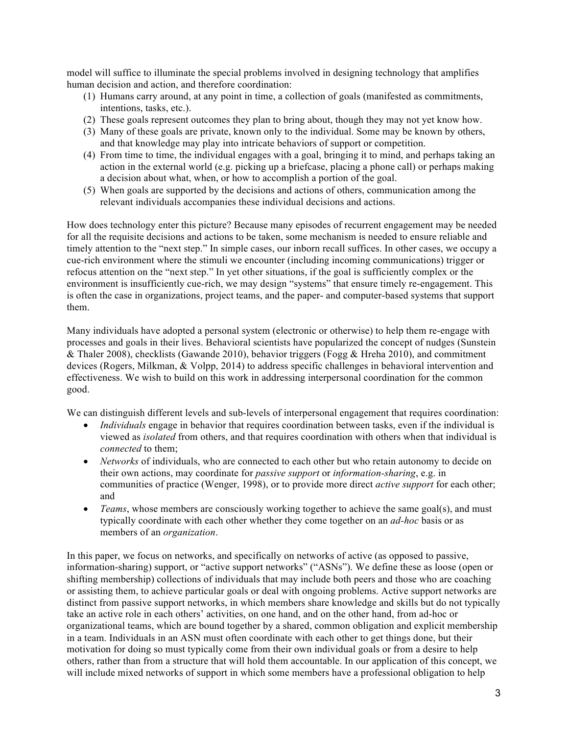model will suffice to illuminate the special problems involved in designing technology that amplifies human decision and action, and therefore coordination:

1. Humans carry around, at any point in time, a collection of goals (manifested as commitments, intentions, tasks, etc.).
2. These goals represent outcomes they plan to bring about, though they may not yet know how.
3. Many of these goals are private, known only to the individual. Some may be known by others, and that knowledge may play into intricate behaviors of support or competition.
4. From time to time, the individual engages with a goal, bringing it to mind, and perhaps taking an action in the external world (e.g. picking up a briefcase, placing a phone call) or perhaps making a decision about what, when, or how to accomplish a portion of the goal.
5. When goals are supported by the decisions and actions of others, communication among the relevant individuals accompanies these individual decisions and actions.

How does technology enter this picture? Because many episodes of recurrent engagement may be needed for all the requisite decisions and actions to be taken, some mechanism is needed to ensure reliable and timely attention to the "next step." In simple cases, our inborn recall suffices. In other cases, we occupy a cue-rich environment where the stimuli we encounter (including incoming communications) trigger or refocus attention on the "next step." In yet other situations, if the goal is sufficiently complex or the environment is insufficiently cue-rich, we may design "systems" that ensure timely re-engagement. This is often the case in organizations, project teams, and the paper- and computer-based systems that support them.

Many individuals have adopted a personal system (electronic or otherwise) to help them re-engage with processes and goals in their lives. Behavioral scientists have popularized the concept of nudges (Sunstein & Thaler 2008), checklists (Gawande 2010), behavior triggers (Fogg & Hreha 2010), and commitment devices (Rogers, Milkman, & Volpp, 2014) to address specific challenges in behavioral intervention and effectiveness. We wish to build on this work in addressing interpersonal coordination for the common good.

We can distinguish different levels and sub-levels of interpersonal engagement that requires coordination:

- *Individuals* engage in behavior that requires coordination between tasks, even if the individual is viewed as *isolated* from others, and that requires coordination with others when that individual is *connected* to them;
- *Networks* of individuals, who are connected to each other but who retain autonomy to decide on their own actions, may coordinate for *passive support* or *information-sharing*, e.g. in communities of practice (Wenger, 1998), or to provide more direct *active support* for each other; and
- *Teams*, whose members are consciously working together to achieve the same goal(s), and must typically coordinate with each other whether they come together on an *ad-hoc* basis or as members of an *organization*.

In this paper, we focus on networks, and specifically on networks of active (as opposed to passive, information-sharing) support, or "active support networks" ("ASNs"). We define these as loose (open or shifting membership) collections of individuals that may include both peers and those who are coaching or assisting them, to achieve particular goals or deal with ongoing problems. Active support networks are distinct from passive support networks, in which members share knowledge and skills but do not typically take an active role in each others' activities, on one hand, and on the other hand, from ad-hoc or organizational teams, which are bound together by a shared, common obligation and explicit membership in a team. Individuals in an ASN must often coordinate with each other to get things done, but their motivation for doing so must typically come from their own individual goals or from a desire to help others, rather than from a structure that will hold them accountable. In our application of this concept, we will include mixed networks of support in which some members have a professional obligation to help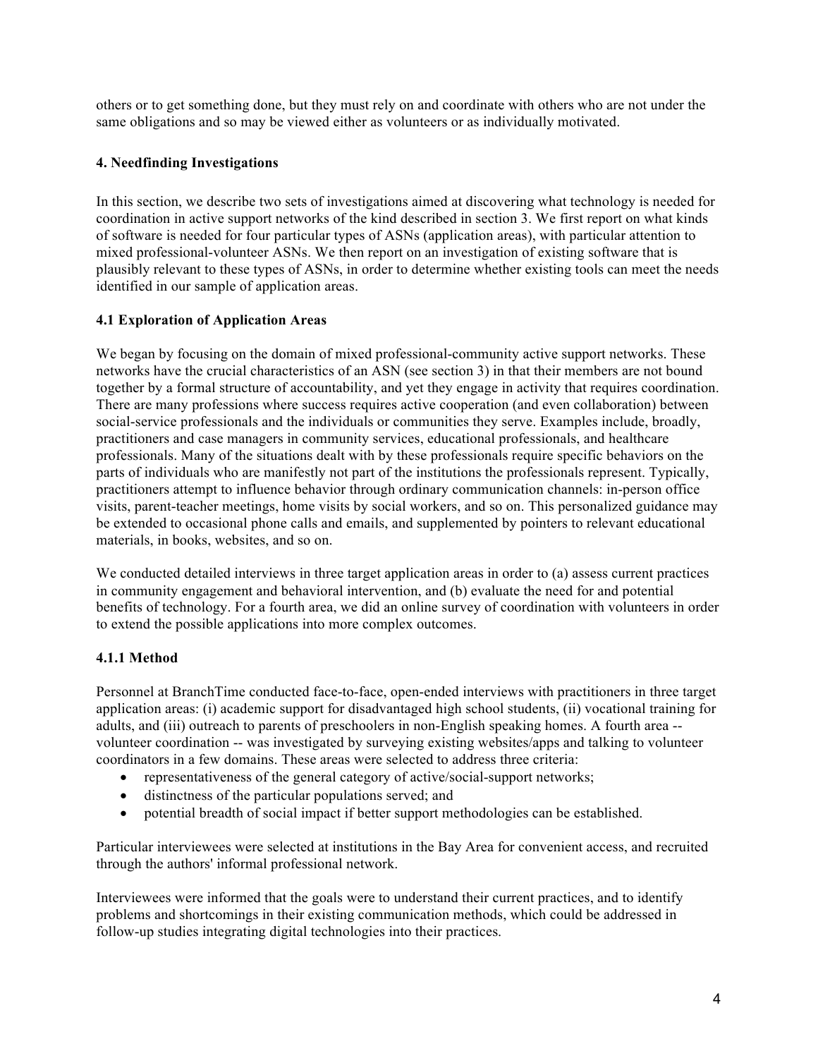others or to get something done, but they must rely on and coordinate with others who are not under the same obligations and so may be viewed either as volunteers or as individually motivated.

## 4. Needfinding Investigations

In this section, we describe two sets of investigations aimed at discovering what technology is needed for coordination in active support networks of the kind described in section 3. We first report on what kinds of software is needed for four particular types of ASNs (application areas), with particular attention to mixed professional-volunteer ASNs. We then report on an investigation of existing software that is plausibly relevant to these types of ASNs, in order to determine whether existing tools can meet the needs identified in our sample of application areas.

### 4.1 Exploration of Application Areas

We began by focusing on the domain of mixed professional-community active support networks. These networks have the crucial characteristics of an ASN (see section 3) in that their members are not bound together by a formal structure of accountability, and yet they engage in activity that requires coordination. There are many professions where success requires active cooperation (and even collaboration) between social-service professionals and the individuals or communities they serve. Examples include, broadly, practitioners and case managers in community services, educational professionals, and healthcare professionals. Many of the situations dealt with by these professionals require specific behaviors on the parts of individuals who are manifestly not part of the institutions the professionals represent. Typically, practitioners attempt to influence behavior through ordinary communication channels: in-person office visits, parent-teacher meetings, home visits by social workers, and so on. This personalized guidance may be extended to occasional phone calls and emails, and supplemented by pointers to relevant educational materials, in books, websites, and so on.

We conducted detailed interviews in three target application areas in order to (a) assess current practices in community engagement and behavioral intervention, and (b) evaluate the need for and potential benefits of technology. For a fourth area, we did an online survey of coordination with volunteers in order to extend the possible applications into more complex outcomes.

#### 4.1.1 Method

Personnel at BranchTime conducted face-to-face, open-ended interviews with practitioners in three target application areas: (i) academic support for disadvantaged high school students, (ii) vocational training for adults, and (iii) outreach to parents of preschoolers in non-English speaking homes. A fourth area -- volunteer coordination -- was investigated by surveying existing websites/apps and talking to volunteer coordinators in a few domains. These areas were selected to address three criteria:

- representativeness of the general category of active/social-support networks;
- distinctness of the particular populations served; and
- potential breadth of social impact if better support methodologies can be established.

Particular interviewees were selected at institutions in the Bay Area for convenient access, and recruited through the authors' informal professional network.

Interviewees were informed that the goals were to understand their current practices, and to identify problems and shortcomings in their existing communication methods, which could be addressed in follow-up studies integrating digital technologies into their practices.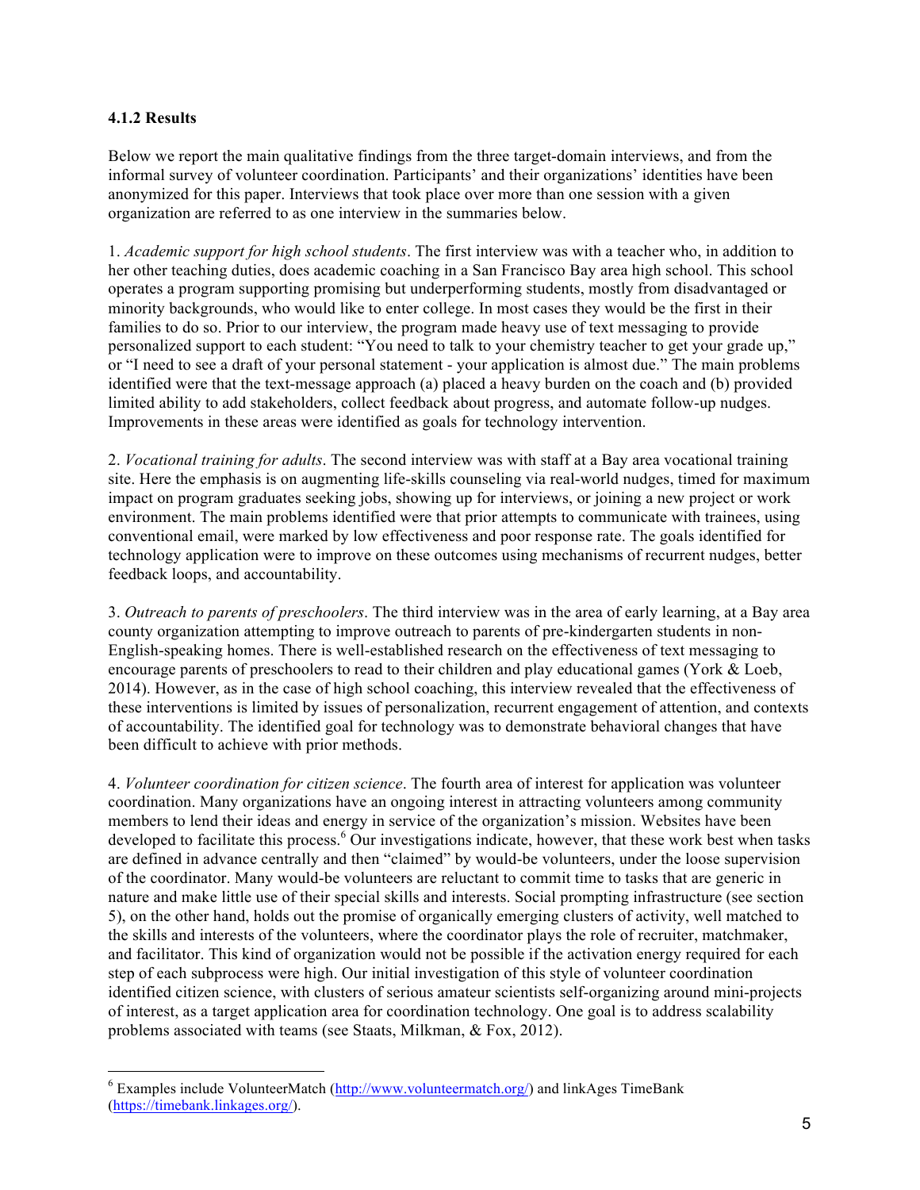### 4.1.2 Results

Below we report the main qualitative findings from the three target-domain interviews, and from the informal survey of volunteer coordination. Participants' and their organizations' identities have been anonymized for this paper. Interviews that took place over more than one session with a given organization are referred to as one interview in the summaries below.

1. *Academic support for high school students*. The first interview was with a teacher who, in addition to her other teaching duties, does academic coaching in a San Francisco Bay area high school. This school operates a program supporting promising but underperforming students, mostly from disadvantaged or minority backgrounds, who would like to enter college. In most cases they would be the first in their families to do so. Prior to our interview, the program made heavy use of text messaging to provide personalized support to each student: "You need to talk to your chemistry teacher to get your grade up," or "I need to see a draft of your personal statement - your application is almost due." The main problems identified were that the text-message approach (a) placed a heavy burden on the coach and (b) provided limited ability to add stakeholders, collect feedback about progress, and automate follow-up nudges. Improvements in these areas were identified as goals for technology intervention.

2. *Vocational training for adults*. The second interview was with staff at a Bay area vocational training site. Here the emphasis is on augmenting life-skills counseling via real-world nudges, timed for maximum impact on program graduates seeking jobs, showing up for interviews, or joining a new project or work environment. The main problems identified were that prior attempts to communicate with trainees, using conventional email, were marked by low effectiveness and poor response rate. The goals identified for technology application were to improve on these outcomes using mechanisms of recurrent nudges, better feedback loops, and accountability.

3. *Outreach to parents of preschoolers*. The third interview was in the area of early learning, at a Bay area county organization attempting to improve outreach to parents of pre-kindergarten students in non-English-speaking homes. There is well-established research on the effectiveness of text messaging to encourage parents of preschoolers to read to their children and play educational games (York & Loeb, 2014). However, as in the case of high school coaching, this interview revealed that the effectiveness of these interventions is limited by issues of personalization, recurrent engagement of attention, and contexts of accountability. The identified goal for technology was to demonstrate behavioral changes that have been difficult to achieve with prior methods.

4. *Volunteer coordination for citizen science*. The fourth area of interest for application was volunteer coordination. Many organizations have an ongoing interest in attracting volunteers among community members to lend their ideas and energy in service of the organization's mission. Websites have been developed to facilitate this process.[6] Our investigations indicate, however, that these work best when tasks are defined in advance centrally and then "claimed" by would-be volunteers, under the loose supervision of the coordinator. Many would-be volunteers are reluctant to commit time to tasks that are generic in nature and make little use of their special skills and interests. Social prompting infrastructure (see section 5), on the other hand, holds out the promise of organically emerging clusters of activity, well matched to the skills and interests of the volunteers, where the coordinator plays the role of recruiter, matchmaker, and facilitator. This kind of organization would not be possible if the activation energy required for each step of each subprocess were high. Our initial investigation of this style of volunteer coordination identified citizen science, with clusters of serious amateur scientists self-organizing around mini-projects of interest, as a target application area for coordination technology. One goal is to address scalability problems associated with teams (see Staats, Milkman, & Fox, 2012).

---

[6] Examples include VolunteerMatch (http://www.volunteermatch.org/) and linkAges TimeBank (https://timebank.linkages.org/).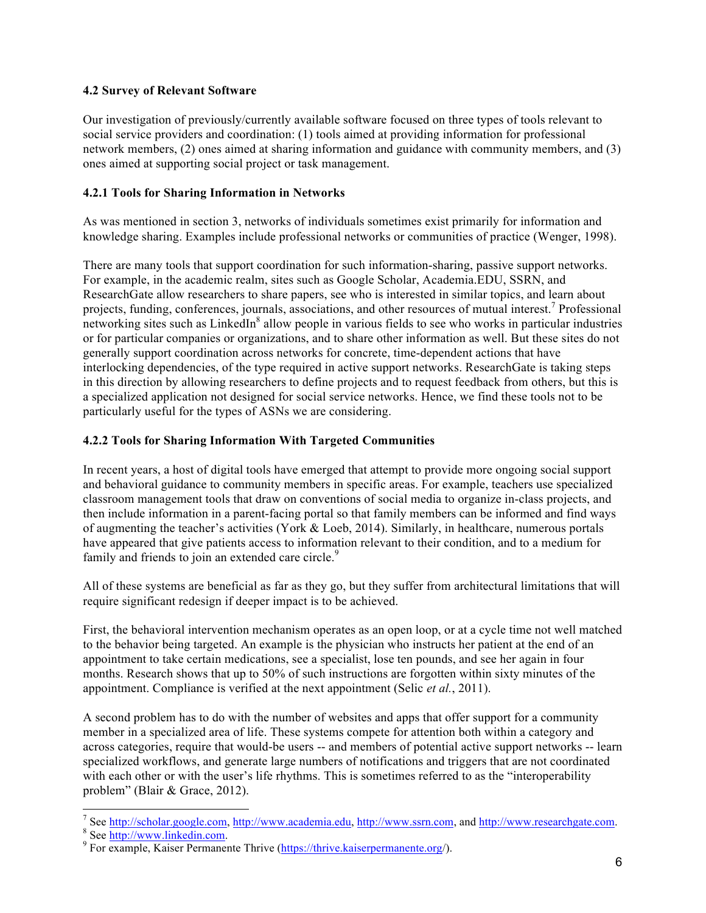### 4.2 Survey of Relevant Software

Our investigation of previously/currently available software focused on three types of tools relevant to social service providers and coordination: (1) tools aimed at providing information for professional network members, (2) ones aimed at sharing information and guidance with community members, and (3) ones aimed at supporting social project or task management.

#### 4.2.1 Tools for Sharing Information in Networks

As was mentioned in section 3, networks of individuals sometimes exist primarily for information and knowledge sharing. Examples include professional networks or communities of practice (Wenger, 1998).

There are many tools that support coordination for such information-sharing, passive support networks. For example, in the academic realm, sites such as Google Scholar, Academia.EDU, SSRN, and ResearchGate allow researchers to share papers, see who is interested in similar topics, and learn about projects, funding, conferences, journals, associations, and other resources of mutual interest.[7] Professional networking sites such as LinkedIn[8] allow people in various fields to see who works in particular industries or for particular companies or organizations, and to share other information as well. But these sites do not generally support coordination across networks for concrete, time-dependent actions that have interlocking dependencies, of the type required in active support networks. ResearchGate is taking steps in this direction by allowing researchers to define projects and to request feedback from others, but this is a specialized application not designed for social service networks. Hence, we find these tools not to be particularly useful for the types of ASNs we are considering.

#### 4.2.2 Tools for Sharing Information With Targeted Communities

In recent years, a host of digital tools have emerged that attempt to provide more ongoing social support and behavioral guidance to community members in specific areas. For example, teachers use specialized classroom management tools that draw on conventions of social media to organize in-class projects, and then include information in a parent-facing portal so that family members can be informed and find ways of augmenting the teacher's activities (York & Loeb, 2014). Similarly, in healthcare, numerous portals have appeared that give patients access to information relevant to their condition, and to a medium for family and friends to join an extended care circle.[9]

All of these systems are beneficial as far as they go, but they suffer from architectural limitations that will require significant redesign if deeper impact is to be achieved.

First, the behavioral intervention mechanism operates as an open loop, or at a cycle time not well matched to the behavior being targeted. An example is the physician who instructs her patient at the end of an appointment to take certain medications, see a specialist, lose ten pounds, and see her again in four months. Research shows that up to 50% of such instructions are forgotten within sixty minutes of the appointment. Compliance is verified at the next appointment (Selic *et al.*, 2011).

A second problem has to do with the number of websites and apps that offer support for a community member in a specialized area of life. These systems compete for attention both within a category and across categories, require that would-be users -- and members of potential active support networks -- learn specialized workflows, and generate large numbers of notifications and triggers that are not coordinated with each other or with the user's life rhythms. This is sometimes referred to as the "interoperability problem" (Blair & Grace, 2012).

---

[7] See http://scholar.google.com, http://www.academia.edu, http://www.ssrn.com, and http://www.researchgate.com.

[8] See http://www.linkedin.com.

[9] For example, Kaiser Permanente Thrive (https://thrive.kaiserpermanente.org/).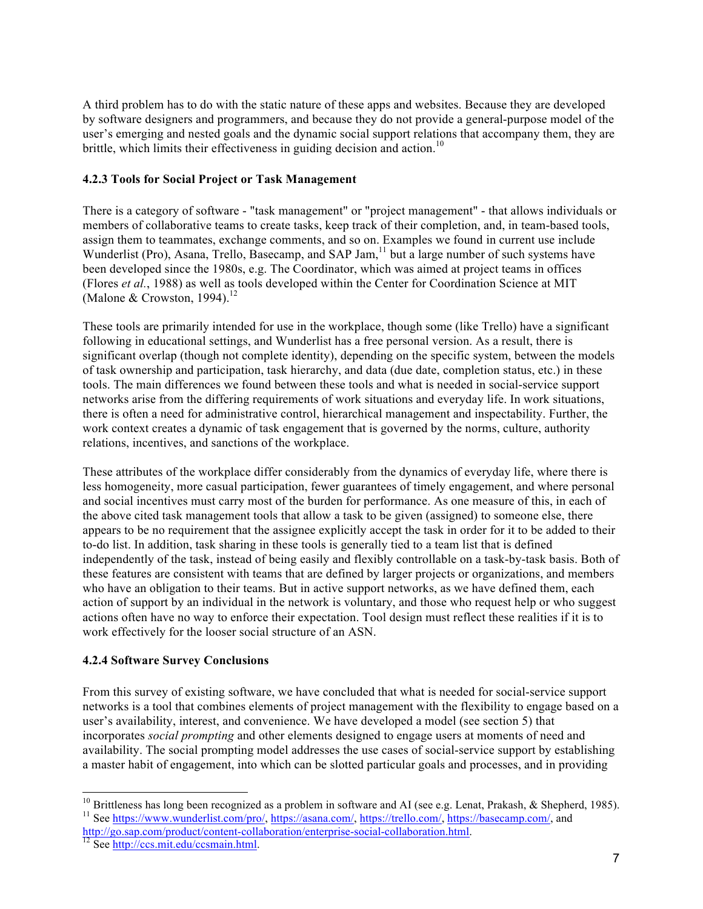A third problem has to do with the static nature of these apps and websites. Because they are developed by software designers and programmers, and because they do not provide a general-purpose model of the user's emerging and nested goals and the dynamic social support relations that accompany them, they are brittle, which limits their effectiveness in guiding decision and action.[10]

### 4.2.3 Tools for Social Project or Task Management

There is a category of software - "task management" or "project management" - that allows individuals or members of collaborative teams to create tasks, keep track of their completion, and, in team-based tools, assign them to teammates, exchange comments, and so on. Examples we found in current use include Wunderlist (Pro), Asana, Trello, Basecamp, and SAP Jam,[11] but a large number of such systems have been developed since the 1980s, e.g. The Coordinator, which was aimed at project teams in offices (Flores *et al.*, 1988) as well as tools developed within the Center for Coordination Science at MIT (Malone & Crowston, 1994).[12]

These tools are primarily intended for use in the workplace, though some (like Trello) have a significant following in educational settings, and Wunderlist has a free personal version. As a result, there is significant overlap (though not complete identity), depending on the specific system, between the models of task ownership and participation, task hierarchy, and data (due date, completion status, etc.) in these tools. The main differences we found between these tools and what is needed in social-service support networks arise from the differing requirements of work situations and everyday life. In work situations, there is often a need for administrative control, hierarchical management and inspectability. Further, the work context creates a dynamic of task engagement that is governed by the norms, culture, authority relations, incentives, and sanctions of the workplace.

These attributes of the workplace differ considerably from the dynamics of everyday life, where there is less homogeneity, more casual participation, fewer guarantees of timely engagement, and where personal and social incentives must carry most of the burden for performance. As one measure of this, in each of the above cited task management tools that allow a task to be given (assigned) to someone else, there appears to be no requirement that the assignee explicitly accept the task in order for it to be added to their to-do list. In addition, task sharing in these tools is generally tied to a team list that is defined independently of the task, instead of being easily and flexibly controllable on a task-by-task basis. Both of these features are consistent with teams that are defined by larger projects or organizations, and members who have an obligation to their teams. But in active support networks, as we have defined them, each action of support by an individual in the network is voluntary, and those who request help or who suggest actions often have no way to enforce their expectation. Tool design must reflect these realities if it is to work effectively for the looser social structure of an ASN.

### 4.2.4 Software Survey Conclusions

From this survey of existing software, we have concluded that what is needed for social-service support networks is a tool that combines elements of project management with the flexibility to engage based on a user's availability, interest, and convenience. We have developed a model (see section 5) that incorporates *social prompting* and other elements designed to engage users at moments of need and availability. The social prompting model addresses the use cases of social-service support by establishing a master habit of engagement, into which can be slotted particular goals and processes, and in providing

---

[10] Brittleness has long been recognized as a problem in software and AI (see e.g. Lenat, Prakash, & Shepherd, 1985).

[11] See https://www.wunderlist.com/pro/, https://asana.com/, https://trello.com/, https://basecamp.com/, and http://go.sap.com/product/content-collaboration/enterprise-social-collaboration.html.

[12] See http://ccs.mit.edu/ccsmain.html.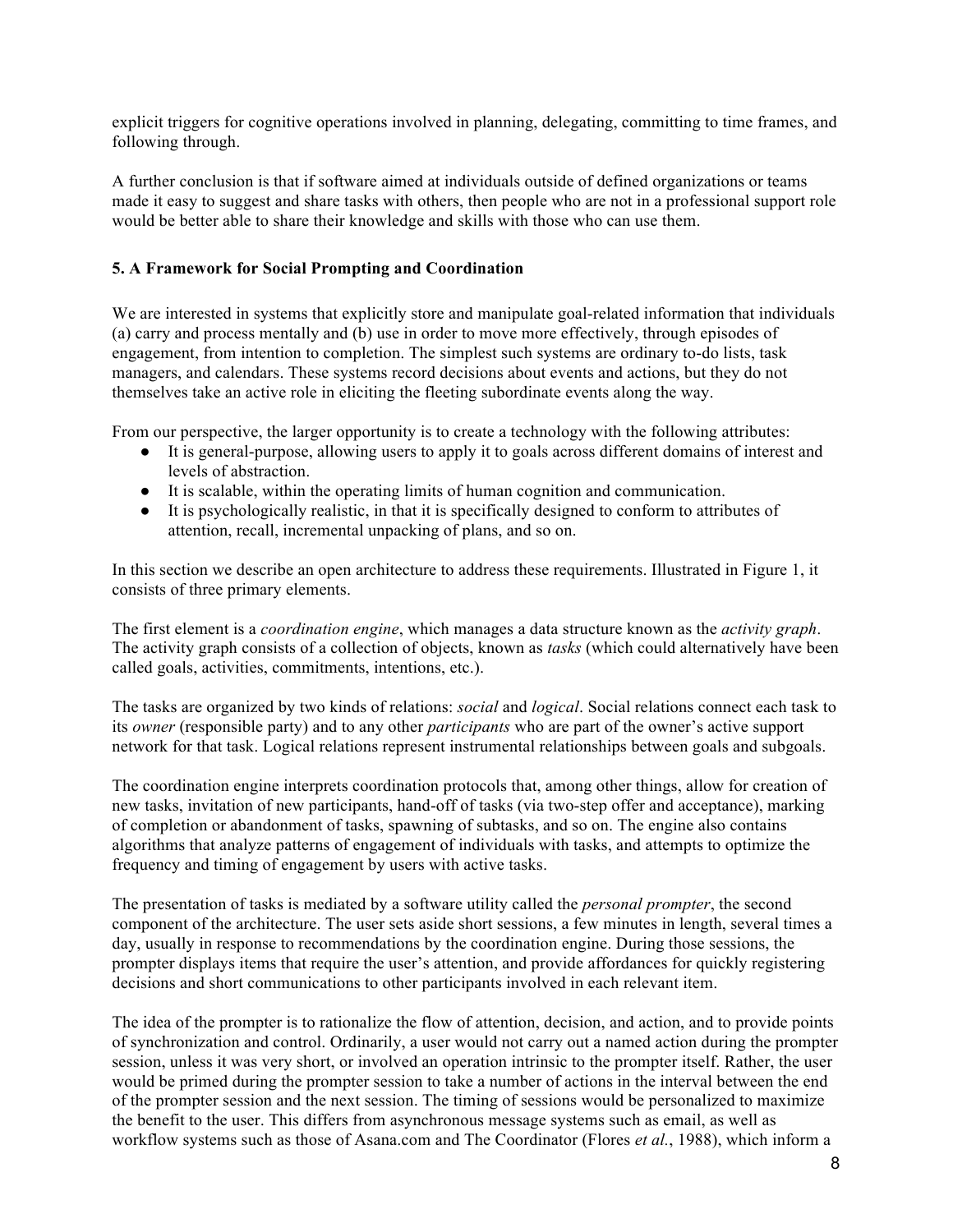explicit triggers for cognitive operations involved in planning, delegating, committing to time frames, and following through.

A further conclusion is that if software aimed at individuals outside of defined organizations or teams made it easy to suggest and share tasks with others, then people who are not in a professional support role would be better able to share their knowledge and skills with those who can use them.

### 5. A Framework for Social Prompting and Coordination

We are interested in systems that explicitly store and manipulate goal-related information that individuals (a) carry and process mentally and (b) use in order to move more effectively, through episodes of engagement, from intention to completion. The simplest such systems are ordinary to-do lists, task managers, and calendars. These systems record decisions about events and actions, but they do not themselves take an active role in eliciting the fleeting subordinate events along the way.

From our perspective, the larger opportunity is to create a technology with the following attributes:

- It is general-purpose, allowing users to apply it to goals across different domains of interest and levels of abstraction.
- It is scalable, within the operating limits of human cognition and communication.
- It is psychologically realistic, in that it is specifically designed to conform to attributes of attention, recall, incremental unpacking of plans, and so on.

In this section we describe an open architecture to address these requirements. Illustrated in Figure 1, it consists of three primary elements.

The first element is a *coordination engine*, which manages a data structure known as the *activity graph*. The activity graph consists of a collection of objects, known as *tasks* (which could alternatively have been called goals, activities, commitments, intentions, etc.).

The tasks are organized by two kinds of relations: *social* and *logical*. Social relations connect each task to its *owner* (responsible party) and to any other *participants* who are part of the owner's active support network for that task. Logical relations represent instrumental relationships between goals and subgoals.

The coordination engine interprets coordination protocols that, among other things, allow for creation of new tasks, invitation of new participants, hand-off of tasks (via two-step offer and acceptance), marking of completion or abandonment of tasks, spawning of subtasks, and so on. The engine also contains algorithms that analyze patterns of engagement of individuals with tasks, and attempts to optimize the frequency and timing of engagement by users with active tasks.

The presentation of tasks is mediated by a software utility called the *personal prompter*, the second component of the architecture. The user sets aside short sessions, a few minutes in length, several times a day, usually in response to recommendations by the coordination engine. During those sessions, the prompter displays items that require the user's attention, and provide affordances for quickly registering decisions and short communications to other participants involved in each relevant item.

The idea of the prompter is to rationalize the flow of attention, decision, and action, and to provide points of synchronization and control. Ordinarily, a user would not carry out a named action during the prompter session, unless it was very short, or involved an operation intrinsic to the prompter itself. Rather, the user would be primed during the prompter session to take a number of actions in the interval between the end of the prompter session and the next session. The timing of sessions would be personalized to maximize the benefit to the user. This differs from asynchronous message systems such as email, as well as workflow systems such as those of Asana.com and The Coordinator (Flores *et al.*, 1988), which inform a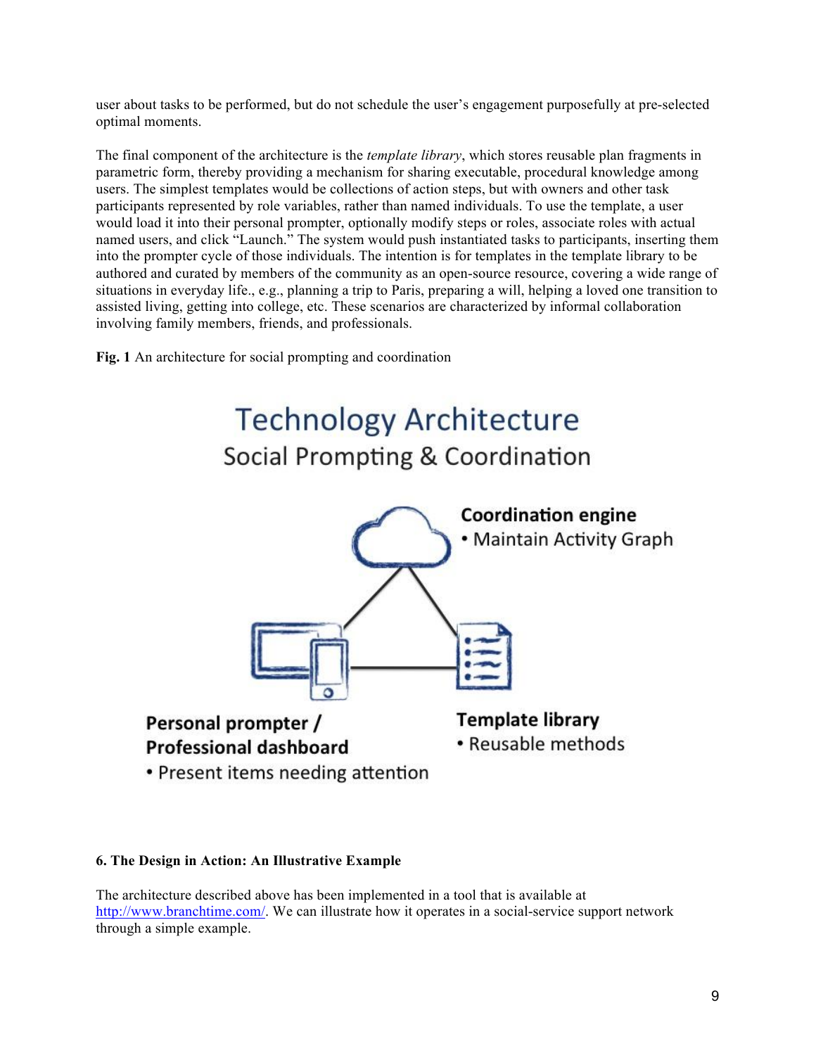user about tasks to be performed, but do not schedule the user's engagement purposefully at pre-selected optimal moments.

The final component of the architecture is the *template library*, which stores reusable plan fragments in parametric form, thereby providing a mechanism for sharing executable, procedural knowledge among users. The simplest templates would be collections of action steps, but with owners and other task participants represented by role variables, rather than named individuals. To use the template, a user would load it into their personal prompter, optionally modify steps or roles, associate roles with actual named users, and click "Launch." The system would push instantiated tasks to participants, inserting them into the prompter cycle of those individuals. The intention is for templates in the template library to be authored and curated by members of the community as an open-source resource, covering a wide range of situations in everyday life., e.g., planning a trip to Paris, preparing a will, helping a loved one transition to assisted living, getting into college, etc. These scenarios are characterized by informal collaboration involving family members, friends, and professionals.

**Fig. 1** An architecture for social prompting and coordination

Technology Architecture
Social Prompting & Coordination

**Coordination engine**
- Maintain Activity Graph

**Personal prompter / Professional dashboard**
- Present items needing attention

**Template library**
- Reusable methods

**6. The Design in Action: An Illustrative Example**

The architecture described above has been implemented in a tool that is available at http://www.branchtime.com/. We can illustrate how it operates in a social-service support network through a simple example.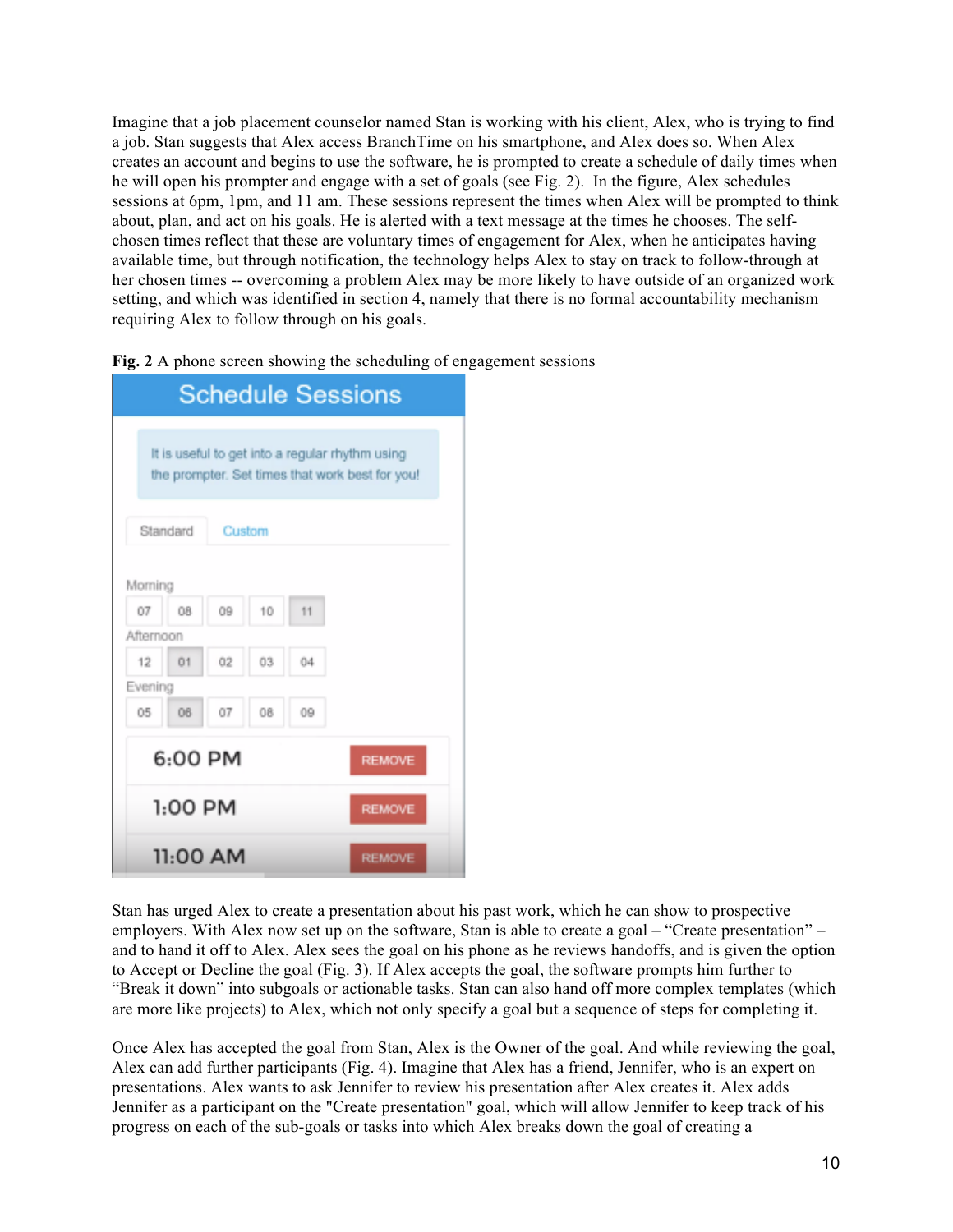Imagine that a job placement counselor named Stan is working with his client, Alex, who is trying to find a job. Stan suggests that Alex access BranchTime on his smartphone, and Alex does so. When Alex creates an account and begins to use the software, he is prompted to create a schedule of daily times when he will open his prompter and engage with a set of goals (see Fig. 2). In the figure, Alex schedules sessions at 6pm, 1pm, and 11 am. These sessions represent the times when Alex will be prompted to think about, plan, and act on his goals. He is alerted with a text message at the times he chooses. The self-chosen times reflect that these are voluntary times of engagement for Alex, when he anticipates having available time, but through notification, the technology helps Alex to stay on track to follow-through at her chosen times -- overcoming a problem Alex may be more likely to have outside of an organized work setting, and which was identified in section 4, namely that there is no formal accountability mechanism requiring Alex to follow through on his goals.

**Fig. 2** A phone screen showing the scheduling of engagement sessions

Stan has urged Alex to create a presentation about his past work, which he can show to prospective employers. With Alex now set up on the software, Stan is able to create a goal – "Create presentation" – and to hand it off to Alex. Alex sees the goal on his phone as he reviews handoffs, and is given the option to Accept or Decline the goal (Fig. 3). If Alex accepts the goal, the software prompts him further to "Break it down" into subgoals or actionable tasks. Stan can also hand off more complex templates (which are more like projects) to Alex, which not only specify a goal but a sequence of steps for completing it.

Once Alex has accepted the goal from Stan, Alex is the Owner of the goal. And while reviewing the goal, Alex can add further participants (Fig. 4). Imagine that Alex has a friend, Jennifer, who is an expert on presentations. Alex wants to ask Jennifer to review his presentation after Alex creates it. Alex adds Jennifer as a participant on the "Create presentation" goal, which will allow Jennifer to keep track of his progress on each of the sub-goals or tasks into which Alex breaks down the goal of creating a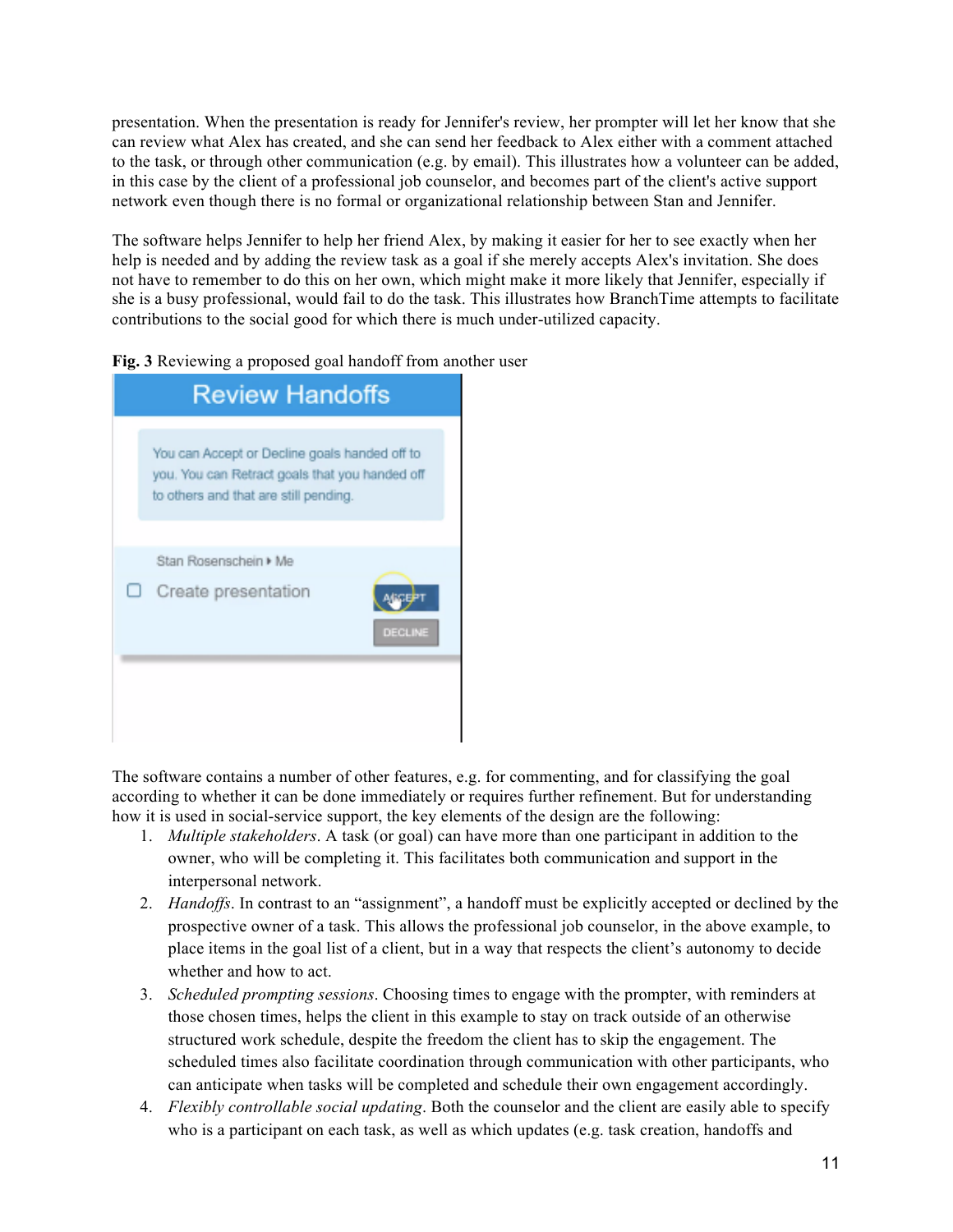presentation. When the presentation is ready for Jennifer's review, her prompter will let her know that she can review what Alex has created, and she can send her feedback to Alex either with a comment attached to the task, or through other communication (e.g. by email). This illustrates how a volunteer can be added, in this case by the client of a professional job counselor, and becomes part of the client's active support network even though there is no formal or organizational relationship between Stan and Jennifer.

The software helps Jennifer to help her friend Alex, by making it easier for her to see exactly when her help is needed and by adding the review task as a goal if she merely accepts Alex's invitation. She does not have to remember to do this on her own, which might make it more likely that Jennifer, especially if she is a busy professional, would fail to do the task. This illustrates how BranchTime attempts to facilitate contributions to the social good for which there is much under-utilized capacity.

**Fig. 3** Reviewing a proposed goal handoff from another user

The software contains a number of other features, e.g. for commenting, and for classifying the goal according to whether it can be done immediately or requires further refinement. But for understanding how it is used in social-service support, the key elements of the design are the following:

1. *Multiple stakeholders*. A task (or goal) can have more than one participant in addition to the owner, who will be completing it. This facilitates both communication and support in the interpersonal network.
2. *Handoffs*. In contrast to an "assignment", a handoff must be explicitly accepted or declined by the prospective owner of a task. This allows the professional job counselor, in the above example, to place items in the goal list of a client, but in a way that respects the client's autonomy to decide whether and how to act.
3. *Scheduled prompting sessions*. Choosing times to engage with the prompter, with reminders at those chosen times, helps the client in this example to stay on track outside of an otherwise structured work schedule, despite the freedom the client has to skip the engagement. The scheduled times also facilitate coordination through communication with other participants, who can anticipate when tasks will be completed and schedule their own engagement accordingly.
4. *Flexibly controllable social updating*. Both the counselor and the client are easily able to specify who is a participant on each task, as well as which updates (e.g. task creation, handoffs and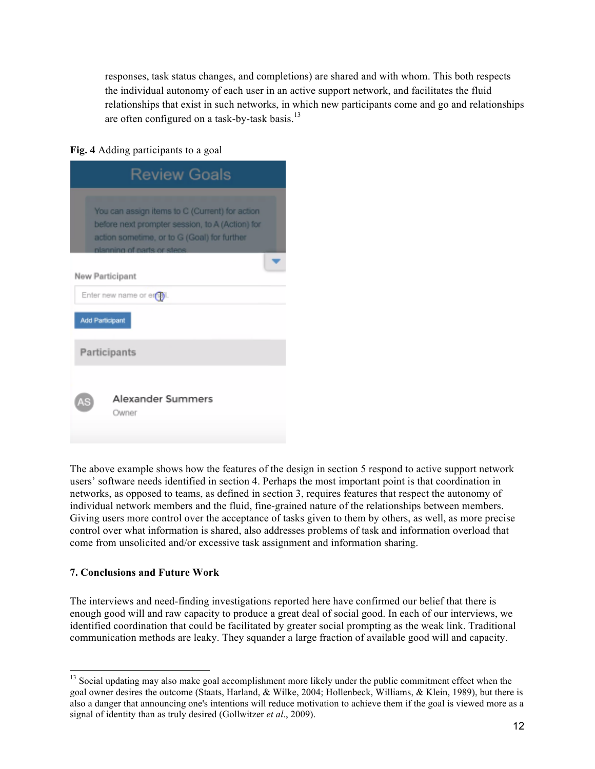responses, task status changes, and completions) are shared and with whom. This both respects the individual autonomy of each user in an active support network, and facilitates the fluid relationships that exist in such networks, in which new participants come and go and relationships are often configured on a task-by-task basis.[13]

**Fig. 4** Adding participants to a goal

The above example shows how the features of the design in section 5 respond to active support network users' software needs identified in section 4. Perhaps the most important point is that coordination in networks, as opposed to teams, as defined in section 3, requires features that respect the autonomy of individual network members and the fluid, fine-grained nature of the relationships between members. Giving users more control over the acceptance of tasks given to them by others, as well, as more precise control over what information is shared, also addresses problems of task and information overload that come from unsolicited and/or excessive task assignment and information sharing.

## 7. Conclusions and Future Work

The interviews and need-finding investigations reported here have confirmed our belief that there is enough good will and raw capacity to produce a great deal of social good. In each of our interviews, we identified coordination that could be facilitated by greater social prompting as the weak link. Traditional communication methods are leaky. They squander a large fraction of available good will and capacity.

---

[13] Social updating may also make goal accomplishment more likely under the public commitment effect when the goal owner desires the outcome (Staats, Harland, & Wilke, 2004; Hollenbeck, Williams, & Klein, 1989), but there is also a danger that announcing one's intentions will reduce motivation to achieve them if the goal is viewed more as a signal of identity than as truly desired (Gollwitzer *et al*., 2009).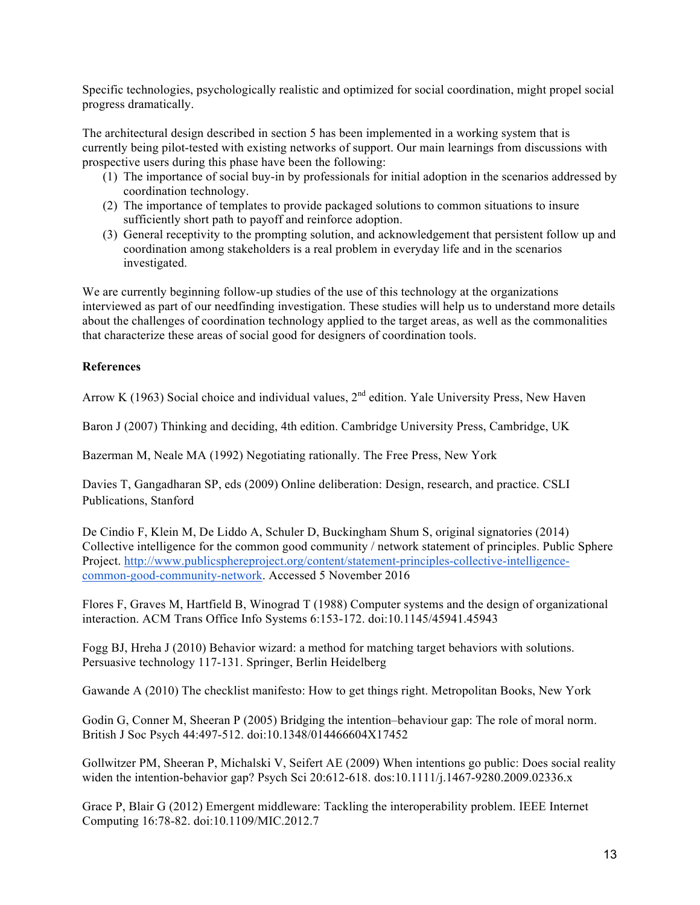Specific technologies, psychologically realistic and optimized for social coordination, might propel social progress dramatically.

The architectural design described in section 5 has been implemented in a working system that is currently being pilot-tested with existing networks of support. Our main learnings from discussions with prospective users during this phase have been the following:

1. The importance of social buy-in by professionals for initial adoption in the scenarios addressed by coordination technology.
2. The importance of templates to provide packaged solutions to common situations to insure sufficiently short path to payoff and reinforce adoption.
3. General receptivity to the prompting solution, and acknowledgement that persistent follow up and coordination among stakeholders is a real problem in everyday life and in the scenarios investigated.

We are currently beginning follow-up studies of the use of this technology at the organizations interviewed as part of our needfinding investigation. These studies will help us to understand more details about the challenges of coordination technology applied to the target areas, as well as the commonalities that characterize these areas of social good for designers of coordination tools.

**References**

Arrow K (1963) Social choice and individual values, 2nd edition. Yale University Press, New Haven

Baron J (2007) Thinking and deciding, 4th edition. Cambridge University Press, Cambridge, UK

Bazerman M, Neale MA (1992) Negotiating rationally. The Free Press, New York

Davies T, Gangadharan SP, eds (2009) Online deliberation: Design, research, and practice. CSLI Publications, Stanford

De Cindio F, Klein M, De Liddo A, Schuler D, Buckingham Shum S, original signatories (2014) Collective intelligence for the common good community / network statement of principles. Public Sphere Project. http://www.publicsphereproject.org/content/statement-principles-collective-intelligence-common-good-community-network. Accessed 5 November 2016

Flores F, Graves M, Hartfield B, Winograd T (1988) Computer systems and the design of organizational interaction. ACM Trans Office Info Systems 6:153-172. doi:10.1145/45941.45943

Fogg BJ, Hreha J (2010) Behavior wizard: a method for matching target behaviors with solutions. Persuasive technology 117-131. Springer, Berlin Heidelberg

Gawande A (2010) The checklist manifesto: How to get things right. Metropolitan Books, New York

Godin G, Conner M, Sheeran P (2005) Bridging the intention–behaviour gap: The role of moral norm. British J Soc Psych 44:497-512. doi:10.1348/014466604X17452

Gollwitzer PM, Sheeran P, Michalski V, Seifert AE (2009) When intentions go public: Does social reality widen the intention-behavior gap? Psych Sci 20:612-618. dos:10.1111/j.1467-9280.2009.02336.x

Grace P, Blair G (2012) Emergent middleware: Tackling the interoperability problem. IEEE Internet Computing 16:78-82. doi:10.1109/MIC.2012.7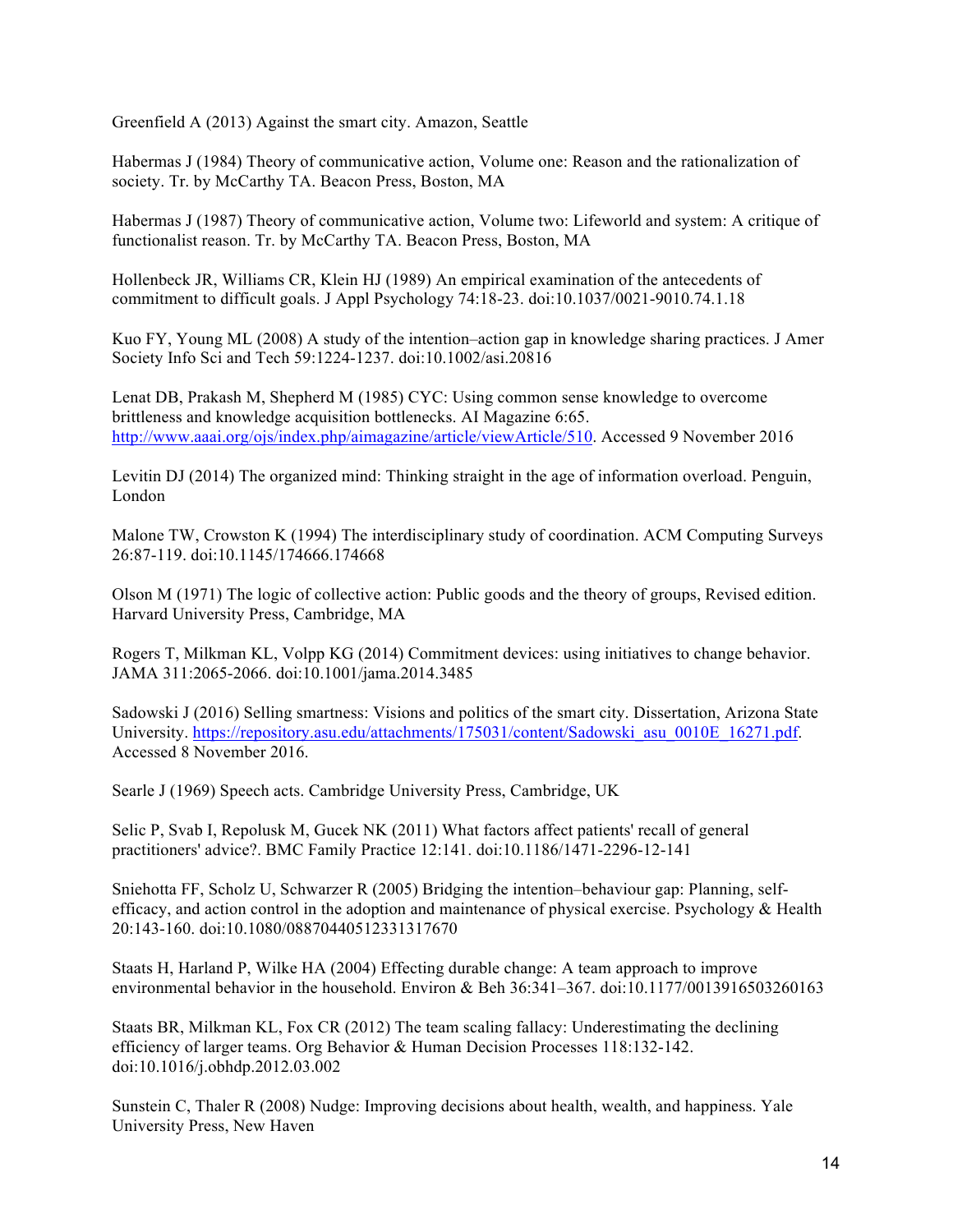Greenfield A (2013) Against the smart city. Amazon, Seattle

Habermas J (1984) Theory of communicative action, Volume one: Reason and the rationalization of society. Tr. by McCarthy TA. Beacon Press, Boston, MA

Habermas J (1987) Theory of communicative action, Volume two: Lifeworld and system: A critique of functionalist reason. Tr. by McCarthy TA. Beacon Press, Boston, MA

Hollenbeck JR, Williams CR, Klein HJ (1989) An empirical examination of the antecedents of commitment to difficult goals. J Appl Psychology 74:18-23. doi:10.1037/0021-9010.74.1.18

Kuo FY, Young ML (2008) A study of the intention–action gap in knowledge sharing practices. J Amer Society Info Sci and Tech 59:1224-1237. doi:10.1002/asi.20816

Lenat DB, Prakash M, Shepherd M (1985) CYC: Using common sense knowledge to overcome brittleness and knowledge acquisition bottlenecks. AI Magazine 6:65. http://www.aaai.org/ojs/index.php/aimagazine/article/viewArticle/510. Accessed 9 November 2016

Levitin DJ (2014) The organized mind: Thinking straight in the age of information overload. Penguin, London

Malone TW, Crowston K (1994) The interdisciplinary study of coordination. ACM Computing Surveys 26:87-119. doi:10.1145/174666.174668

Olson M (1971) The logic of collective action: Public goods and the theory of groups, Revised edition. Harvard University Press, Cambridge, MA

Rogers T, Milkman KL, Volpp KG (2014) Commitment devices: using initiatives to change behavior. JAMA 311:2065-2066. doi:10.1001/jama.2014.3485

Sadowski J (2016) Selling smartness: Visions and politics of the smart city. Dissertation, Arizona State University. https://repository.asu.edu/attachments/175031/content/Sadowski_asu_0010E_16271.pdf. Accessed 8 November 2016.

Searle J (1969) Speech acts. Cambridge University Press, Cambridge, UK

Selic P, Svab I, Repolusk M, Gucek NK (2011) What factors affect patients' recall of general practitioners' advice?. BMC Family Practice 12:141. doi:10.1186/1471-2296-12-141

Sniehotta FF, Scholz U, Schwarzer R (2005) Bridging the intention–behaviour gap: Planning, self-efficacy, and action control in the adoption and maintenance of physical exercise. Psychology & Health 20:143-160. doi:10.1080/08870440512331317670

Staats H, Harland P, Wilke HA (2004) Effecting durable change: A team approach to improve environmental behavior in the household. Environ & Beh 36:341–367. doi:10.1177/0013916503260163

Staats BR, Milkman KL, Fox CR (2012) The team scaling fallacy: Underestimating the declining efficiency of larger teams. Org Behavior & Human Decision Processes 118:132-142. doi:10.1016/j.obhdp.2012.03.002

Sunstein C, Thaler R (2008) Nudge: Improving decisions about health, wealth, and happiness. Yale University Press, New Haven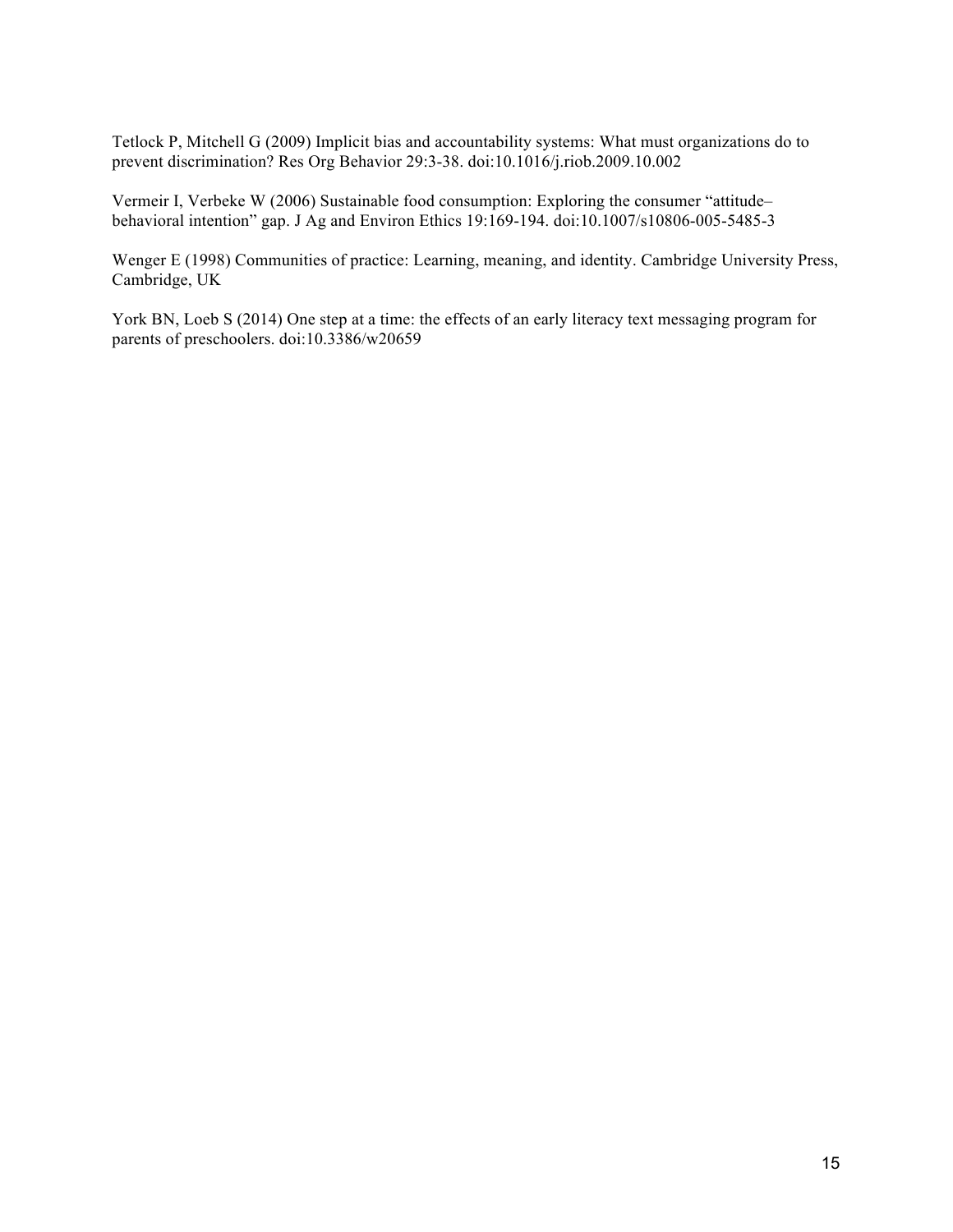Tetlock P, Mitchell G (2009) Implicit bias and accountability systems: What must organizations do to prevent discrimination? Res Org Behavior 29:3-38. doi:10.1016/j.riob.2009.10.002

Vermeir I, Verbeke W (2006) Sustainable food consumption: Exploring the consumer "attitude–behavioral intention" gap. J Ag and Environ Ethics 19:169-194. doi:10.1007/s10806-005-5485-3

Wenger E (1998) Communities of practice: Learning, meaning, and identity. Cambridge University Press, Cambridge, UK

York BN, Loeb S (2014) One step at a time: the effects of an early literacy text messaging program for parents of preschoolers. doi:10.3386/w20659